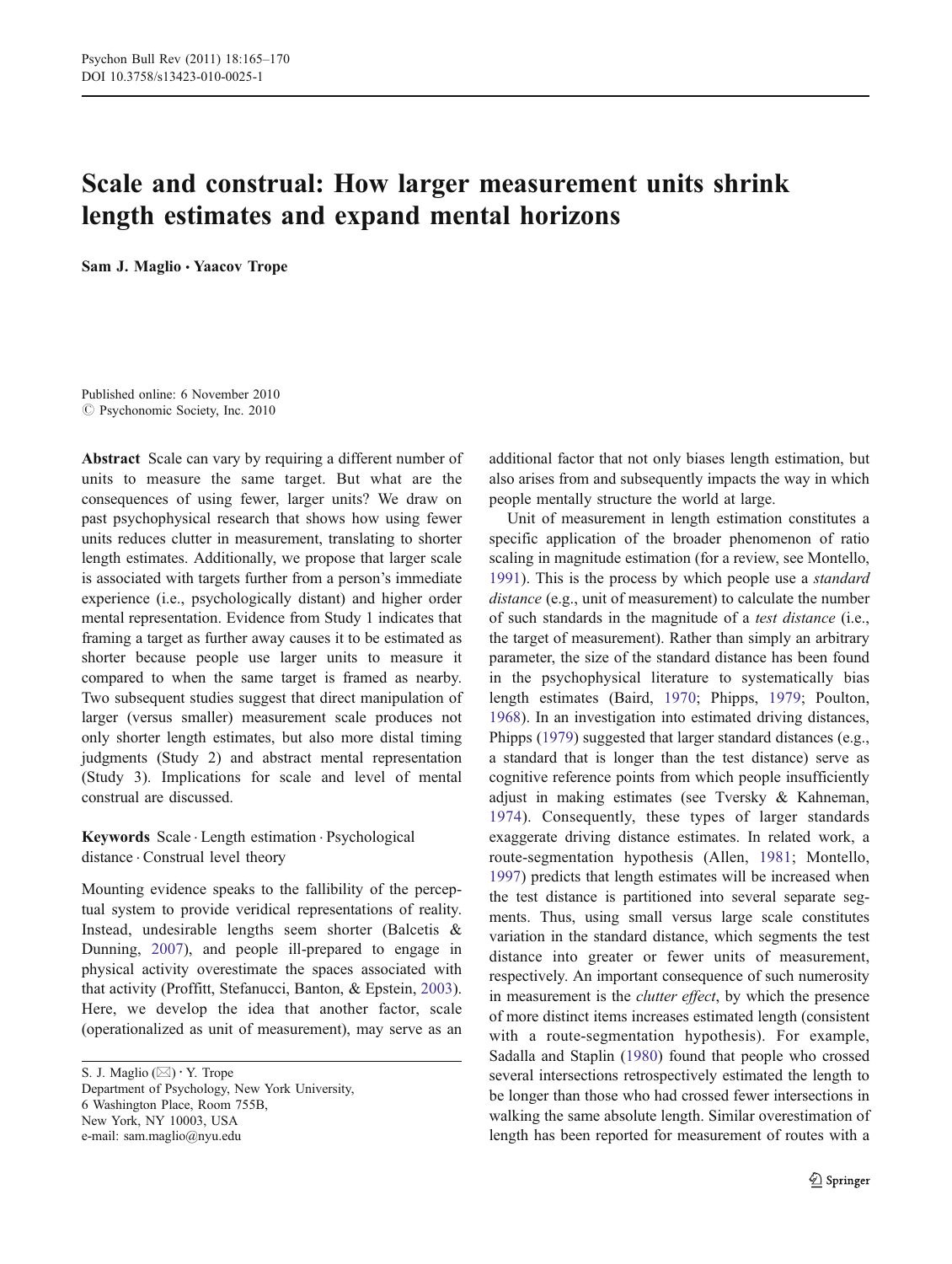# Scale and construal: How larger measurement units shrink length estimates and expand mental horizons

**Sam J. Maglio · Yaacov Trope**

Published online: 6 November 2010
© Psychonomic Society, Inc. 2010

**Abstract** Scale can vary by requiring a different number of units to measure the same target. But what are the consequences of using fewer, larger units? We draw on past psychophysical research that shows how using fewer units reduces clutter in measurement, translating to shorter length estimates. Additionally, we propose that larger scale is associated with targets further from a person's immediate experience (i.e., psychologically distant) and higher order mental representation. Evidence from Study 1 indicates that framing a target as further away causes it to be estimated as shorter because people use larger units to measure it compared to when the same target is framed as nearby. Two subsequent studies suggest that direct manipulation of larger (versus smaller) measurement scale produces not only shorter length estimates, but also more distal timing judgments (Study 2) and abstract mental representation (Study 3). Implications for scale and level of mental construal are discussed.

**Keywords** Scale · Length estimation · Psychological distance · Construal level theory

Mounting evidence speaks to the fallibility of the perceptual system to provide veridical representations of reality. Instead, undesirable lengths seem shorter (Balcetis & Dunning, 2007), and people ill-prepared to engage in physical activity overestimate the spaces associated with that activity (Proffitt, Stefanucci, Banton, & Epstein, 2003). Here, we develop the idea that another factor, scale (operationalized as unit of measurement), may serve as an additional factor that not only biases length estimation, but also arises from and subsequently impacts the way in which people mentally structure the world at large.

Unit of measurement in length estimation constitutes a specific application of the broader phenomenon of ratio scaling in magnitude estimation (for a review, see Montello, 1991). This is the process by which people use a *standard distance* (e.g., unit of measurement) to calculate the number of such standards in the magnitude of a *test distance* (i.e., the target of measurement). Rather than simply an arbitrary parameter, the size of the standard distance has been found in the psychophysical literature to systematically bias length estimates (Baird, 1970; Phipps, 1979; Poulton, 1968). In an investigation into estimated driving distances, Phipps (1979) suggested that larger standard distances (e.g., a standard that is longer than the test distance) serve as cognitive reference points from which people insufficiently adjust in making estimates (see Tversky & Kahneman, 1974). Consequently, these types of larger standards exaggerate driving distance estimates. In related work, a route-segmentation hypothesis (Allen, 1981; Montello, 1997) predicts that length estimates will be increased when the test distance is partitioned into several separate segments. Thus, using small versus large scale constitutes variation in the standard distance, which segments the test distance into greater or fewer units of measurement, respectively. An important consequence of such numerosity in measurement is the *clutter effect*, by which the presence of more distinct items increases estimated length (consistent with a route-segmentation hypothesis). For example, Sadalla and Staplin (1980) found that people who crossed several intersections retrospectively estimated the length to be longer than those who had crossed fewer intersections in walking the same absolute length. Similar overestimation of length has been reported for measurement of routes with a

---

S. J. Maglio (✉) · Y. Trope
Department of Psychology, New York University,
6 Washington Place, Room 755B,
New York, NY 10003, USA
e-mail: sam.maglio@nyu.edu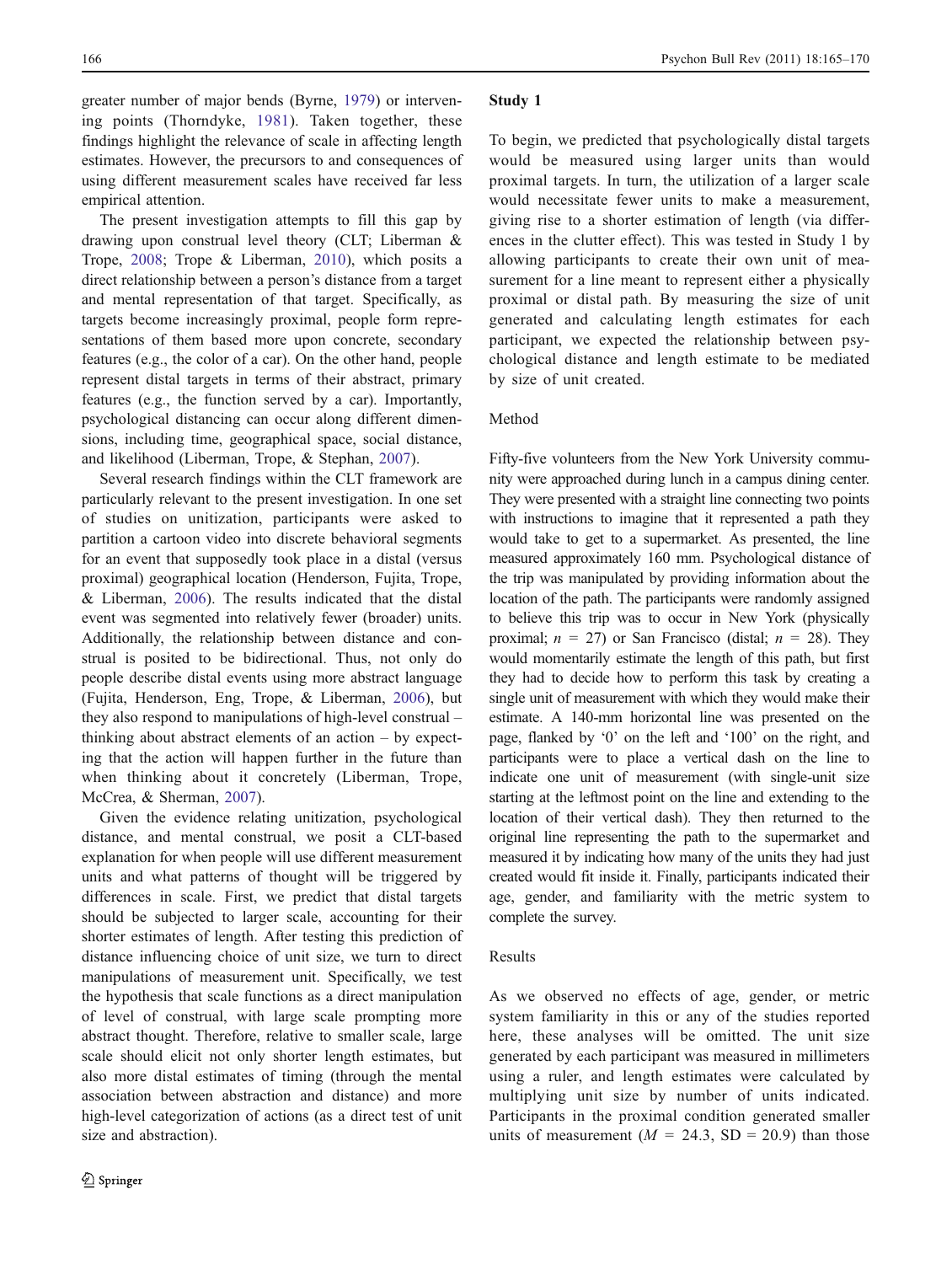greater number of major bends (Byrne, 1979) or intervening points (Thorndyke, 1981). Taken together, these findings highlight the relevance of scale in affecting length estimates. However, the precursors to and consequences of using different measurement scales have received far less empirical attention.

The present investigation attempts to fill this gap by drawing upon construal level theory (CLT; Liberman & Trope, 2008; Trope & Liberman, 2010), which posits a direct relationship between a person's distance from a target and mental representation of that target. Specifically, as targets become increasingly proximal, people form representations of them based more upon concrete, secondary features (e.g., the color of a car). On the other hand, people represent distal targets in terms of their abstract, primary features (e.g., the function served by a car). Importantly, psychological distancing can occur along different dimensions, including time, geographical space, social distance, and likelihood (Liberman, Trope, & Stephan, 2007).

Several research findings within the CLT framework are particularly relevant to the present investigation. In one set of studies on unitization, participants were asked to partition a cartoon video into discrete behavioral segments for an event that supposedly took place in a distal (versus proximal) geographical location (Henderson, Fujita, Trope, & Liberman, 2006). The results indicated that the distal event was segmented into relatively fewer (broader) units. Additionally, the relationship between distance and construal is posited to be bidirectional. Thus, not only do people describe distal events using more abstract language (Fujita, Henderson, Eng, Trope, & Liberman, 2006), but they also respond to manipulations of high-level construal – thinking about abstract elements of an action – by expecting that the action will happen further in the future than when thinking about it concretely (Liberman, Trope, McCrea, & Sherman, 2007).

Given the evidence relating unitization, psychological distance, and mental construal, we posit a CLT-based explanation for when people will use different measurement units and what patterns of thought will be triggered by differences in scale. First, we predict that distal targets should be subjected to larger scale, accounting for their shorter estimates of length. After testing this prediction of distance influencing choice of unit size, we turn to direct manipulations of measurement unit. Specifically, we test the hypothesis that scale functions as a direct manipulation of level of construal, with large scale prompting more abstract thought. Therefore, relative to smaller scale, large scale should elicit not only shorter length estimates, but also more distal estimates of timing (through the mental association between abstraction and distance) and more high-level categorization of actions (as a direct test of unit size and abstraction).

## Study 1

To begin, we predicted that psychologically distal targets would be measured using larger units than would proximal targets. In turn, the utilization of a larger scale would necessitate fewer units to make a measurement, giving rise to a shorter estimation of length (via differences in the clutter effect). This was tested in Study 1 by allowing participants to create their own unit of measurement for a line meant to represent either a physically proximal or distal path. By measuring the size of unit generated and calculating length estimates for each participant, we expected the relationship between psychological distance and length estimate to be mediated by size of unit created.

### Method

Fifty-five volunteers from the New York University community were approached during lunch in a campus dining center. They were presented with a straight line connecting two points with instructions to imagine that it represented a path they would take to get to a supermarket. As presented, the line measured approximately 160 mm. Psychological distance of the trip was manipulated by providing information about the location of the path. The participants were randomly assigned to believe this trip was to occur in New York (physically proximal; $n = 27$) or San Francisco (distal; $n = 28$). They would momentarily estimate the length of this path, but first they had to decide how to perform this task by creating a single unit of measurement with which they would make their estimate. A 140-mm horizontal line was presented on the page, flanked by '0' on the left and '100' on the right, and participants were to place a vertical dash on the line to indicate one unit of measurement (with single-unit size starting at the leftmost point on the line and extending to the location of their vertical dash). They then returned to the original line representing the path to the supermarket and measured it by indicating how many of the units they had just created would fit inside it. Finally, participants indicated their age, gender, and familiarity with the metric system to complete the survey.

### Results

As we observed no effects of age, gender, or metric system familiarity in this or any of the studies reported here, these analyses will be omitted. The unit size generated by each participant was measured in millimeters using a ruler, and length estimates were calculated by multiplying unit size by number of units indicated. Participants in the proximal condition generated smaller units of measurement ($M = 24.3$, $SD = 20.9$) than those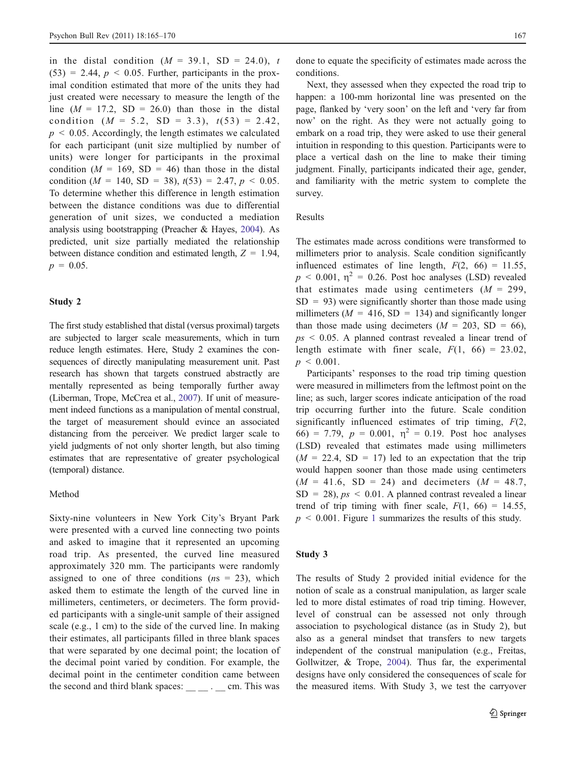in the distal condition ($M = 39.1$, $SD = 24.0$), $t(53) = 2.44$, $p < 0.05$. Further, participants in the proximal condition estimated that more of the units they had just created were necessary to measure the length of the line ($M = 17.2$, $SD = 26.0$) than those in the distal condition ($M = 5.2$, $SD = 3.3$), $t(53) = 2.42$, $p < 0.05$. Accordingly, the length estimates we calculated for each participant (unit size multiplied by number of units) were longer for participants in the proximal condition ($M = 169$, $SD = 46$) than those in the distal condition ($M = 140$, $SD = 38$), $t(53) = 2.47$, $p < 0.05$. To determine whether this difference in length estimation between the distance conditions was due to differential generation of unit sizes, we conducted a mediation analysis using bootstrapping (Preacher & Hayes, 2004). As predicted, unit size partially mediated the relationship between distance condition and estimated length, $Z = 1.94$, $p = 0.05$.

## Study 2

The first study established that distal (versus proximal) targets are subjected to larger scale measurements, which in turn reduce length estimates. Here, Study 2 examines the consequences of directly manipulating measurement unit. Past research has shown that targets construed abstractly are mentally represented as being temporally further away (Liberman, Trope, McCrea et al., 2007). If unit of measurement indeed functions as a manipulation of mental construal, the target of measurement should evince an associated distancing from the perceiver. We predict larger scale to yield judgments of not only shorter length, but also timing estimates that are representative of greater psychological (temporal) distance.

### Method

Sixty-nine volunteers in New York City's Bryant Park were presented with a curved line connecting two points and asked to imagine that it represented an upcoming road trip. As presented, the curved line measured approximately 320 mm. The participants were randomly assigned to one of three conditions ($ns = 23$), which asked them to estimate the length of the curved line in millimeters, centimeters, or decimeters. The form provided participants with a single-unit sample of their assigned scale (e.g., 1 cm) to the side of the curved line. In making their estimates, all participants filled in three blank spaces that were separated by one decimal point; the location of the decimal point varied by condition. For example, the decimal point in the centimeter condition came between the second and third blank spaces: __ __ . __ cm. This was done to equate the specificity of estimates made across the conditions.

Next, they assessed when they expected the road trip to happen: a 100-mm horizontal line was presented on the page, flanked by 'very soon' on the left and 'very far from now' on the right. As they were not actually going to embark on a road trip, they were asked to use their general intuition in responding to this question. Participants were to place a vertical dash on the line to make their timing judgment. Finally, participants indicated their age, gender, and familiarity with the metric system to complete the survey.

### Results

The estimates made across conditions were transformed to millimeters prior to analysis. Scale condition significantly influenced estimates of line length, $F(2, 66) = 11.55$, $p < 0.001$, $\eta^2 = 0.26$. Post hoc analyses (LSD) revealed that estimates made using centimeters ($M = 299$, $SD = 93$) were significantly shorter than those made using millimeters ($M = 416$, $SD = 134$) and significantly longer than those made using decimeters ($M = 203$, $SD = 66$), $ps < 0.05$. A planned contrast revealed a linear trend of length estimate with finer scale, $F(1, 66) = 23.02$, $p < 0.001$.

Participants' responses to the road trip timing question were measured in millimeters from the leftmost point on the line; as such, larger scores indicate anticipation of the road trip occurring further into the future. Scale condition significantly influenced estimates of trip timing, $F(2, 66) = 7.79$, $p = 0.001$, $\eta^2 = 0.19$. Post hoc analyses (LSD) revealed that estimates made using millimeters ($M = 22.4$, $SD = 17$) led to an expectation that the trip would happen sooner than those made using centimeters ($M = 41.6$, $SD = 24$) and decimeters ($M = 48.7$, $SD = 28$), $ps < 0.01$. A planned contrast revealed a linear trend of trip timing with finer scale, $F(1, 66) = 14.55$, $p < 0.001$. Figure 1 summarizes the results of this study.

## Study 3

The results of Study 2 provided initial evidence for the notion of scale as a construal manipulation, as larger scale led to more distal estimates of road trip timing. However, level of construal can be assessed not only through association to psychological distance (as in Study 2), but also as a general mindset that transfers to new targets independent of the construal manipulation (e.g., Freitas, Gollwitzer, & Trope, 2004). Thus far, the experimental designs have only considered the consequences of scale for the measured items. With Study 3, we test the carryover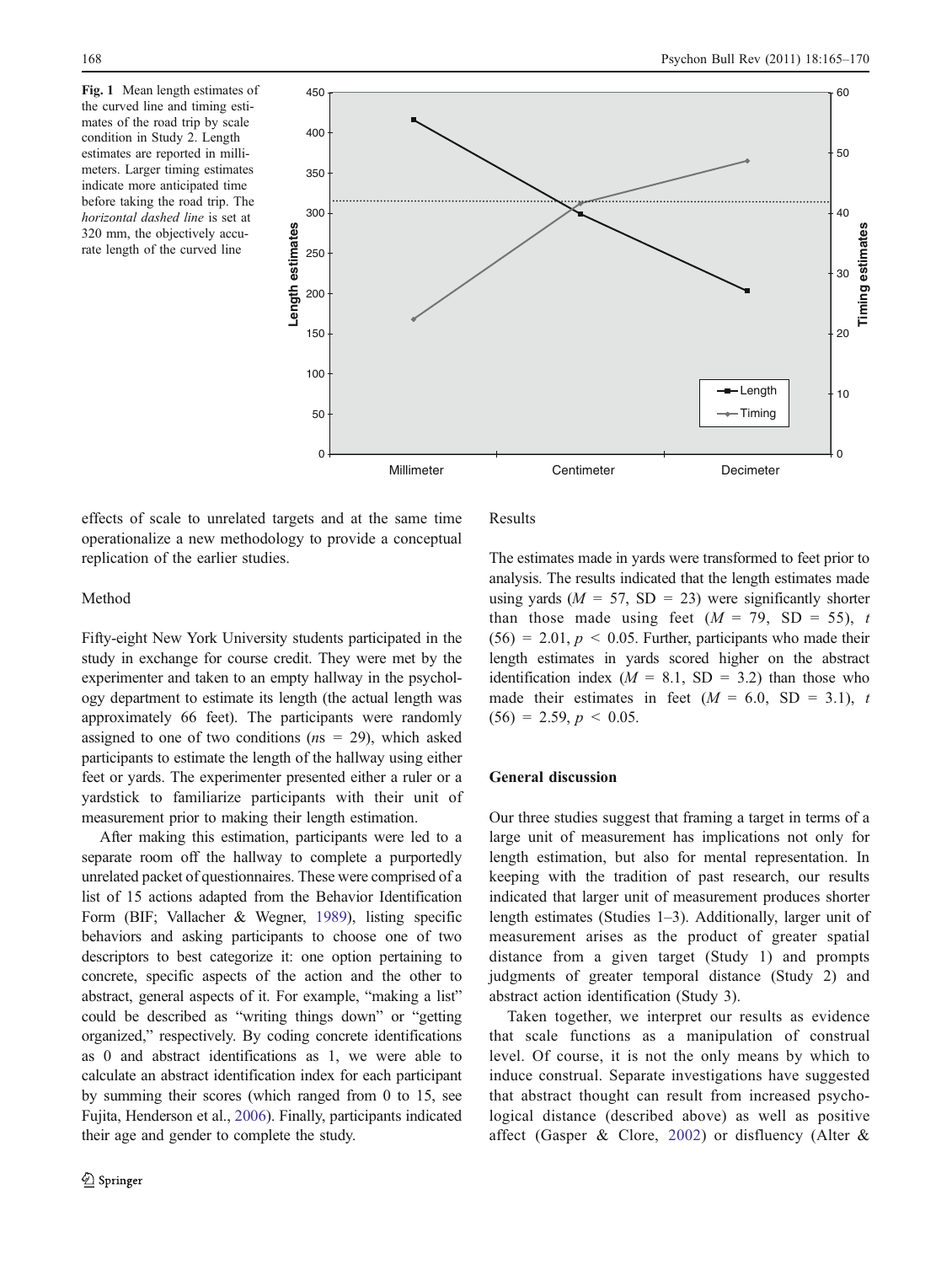Fig. 1 Mean length estimates of the curved line and timing estimates of the road trip by scale condition in Study 2. Length estimates are reported in millimeters. Larger timing estimates indicate more anticipated time before taking the road trip. The *horizontal dashed line* is set at 320 mm, the objectively accurate length of the curved line

effects of scale to unrelated targets and at the same time operationalize a new methodology to provide a conceptual replication of the earlier studies.

Method

Fifty-eight New York University students participated in the study in exchange for course credit. They were met by the experimenter and taken to an empty hallway in the psychology department to estimate its length (the actual length was approximately 66 feet). The participants were randomly assigned to one of two conditions (*n*s = 29), which asked participants to estimate the length of the hallway using either feet or yards. The experimenter presented either a ruler or a yardstick to familiarize participants with their unit of measurement prior to making their length estimation.

After making this estimation, participants were led to a separate room off the hallway to complete a purportedly unrelated packet of questionnaires. These were comprised of a list of 15 actions adapted from the Behavior Identification Form (BIF; Vallacher & Wegner, 1989), listing specific behaviors and asking participants to choose one of two descriptors to best categorize it: one option pertaining to concrete, specific aspects of the action and the other to abstract, general aspects of it. For example, "making a list" could be described as "writing things down" or "getting organized," respectively. By coding concrete identifications as 0 and abstract identifications as 1, we were able to calculate an abstract identification index for each participant by summing their scores (which ranged from 0 to 15, see Fujita, Henderson et al., 2006). Finally, participants indicated their age and gender to complete the study.

Results

The estimates made in yards were transformed to feet prior to analysis. The results indicated that the length estimates made using yards ($M$ = 57, SD = 23) were significantly shorter than those made using feet ($M$ = 79, SD = 55), $t(56) = 2.01$, $p < 0.05$. Further, participants who made their length estimates in yards scored higher on the abstract identification index ($M$ = 8.1, SD = 3.2) than those who made their estimates in feet ($M$ = 6.0, SD = 3.1), $t(56) = 2.59$, $p < 0.05$.

## General discussion

Our three studies suggest that framing a target in terms of a large unit of measurement has implications not only for length estimation, but also for mental representation. In keeping with the tradition of past research, our results indicated that larger unit of measurement produces shorter length estimates (Studies 1–3). Additionally, larger unit of measurement arises as the product of greater spatial distance from a given target (Study 1) and prompts judgments of greater temporal distance (Study 2) and abstract action identification (Study 3).

Taken together, we interpret our results as evidence that scale functions as a manipulation of construal level. Of course, it is not the only means by which to induce construal. Separate investigations have suggested that abstract thought can result from increased psychological distance (described above) as well as positive affect (Gasper & Clore, 2002) or disfluency (Alter &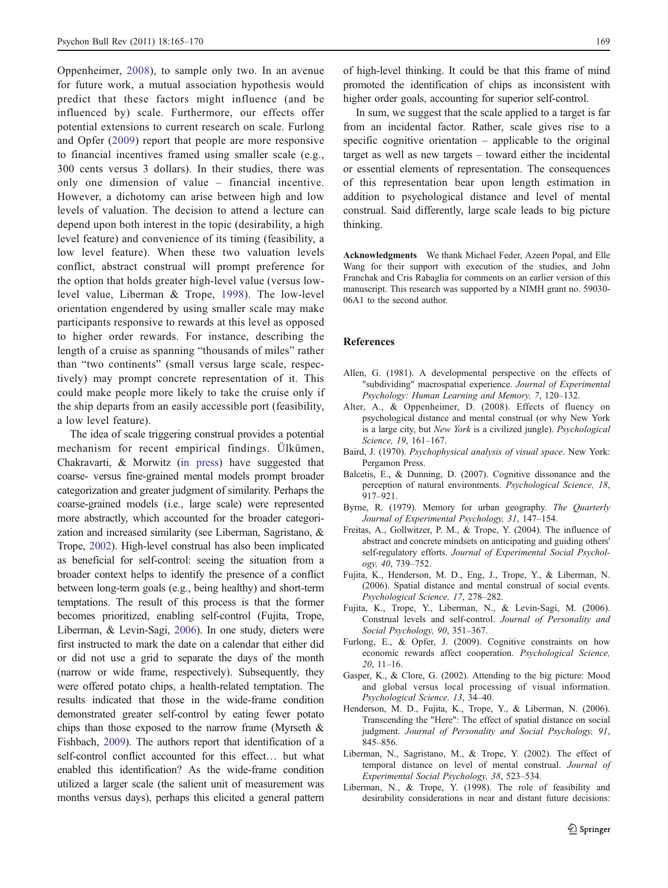Oppenheimer, 2008), to sample only two. In an avenue for future work, a mutual association hypothesis would predict that these factors might influence (and be influenced by) scale. Furthermore, our effects offer potential extensions to current research on scale. Furlong and Opfer (2009) report that people are more responsive to financial incentives framed using smaller scale (e.g., 300 cents versus 3 dollars). In their studies, there was only one dimension of value – financial incentive. However, a dichotomy can arise between high and low levels of valuation. The decision to attend a lecture can depend upon both interest in the topic (desirability, a high level feature) and convenience of its timing (feasibility, a low level feature). When these two valuation levels conflict, abstract construal will prompt preference for the option that holds greater high-level value (versus low-level value, Liberman & Trope, 1998). The low-level orientation engendered by using smaller scale may make participants responsive to rewards at this level as opposed to higher order rewards. For instance, describing the length of a cruise as spanning "thousands of miles" rather than "two continents" (small versus large scale, respectively) may prompt concrete representation of it. This could make people more likely to take the cruise only if the ship departs from an easily accessible port (feasibility, a low level feature).

The idea of scale triggering construal provides a potential mechanism for recent empirical findings. Ülkümen, Chakravarti, & Morwitz (in press) have suggested that coarse- versus fine-grained mental models prompt broader categorization and greater judgment of similarity. Perhaps the coarse-grained models (i.e., large scale) were represented more abstractly, which accounted for the broader categorization and increased similarity (see Liberman, Sagristano, & Trope, 2002). High-level construal has also been implicated as beneficial for self-control: seeing the situation from a broader context helps to identify the presence of a conflict between long-term goals (e.g., being healthy) and short-term temptations. The result of this process is that the former becomes prioritized, enabling self-control (Fujita, Trope, Liberman, & Levin-Sagi, 2006). In one study, dieters were first instructed to mark the date on a calendar that either did or did not use a grid to separate the days of the month (narrow or wide frame, respectively). Subsequently, they were offered potato chips, a health-related temptation. The results indicated that those in the wide-frame condition demonstrated greater self-control by eating fewer potato chips than those exposed to the narrow frame (Myrseth & Fishbach, 2009). The authors report that identification of a self-control conflict accounted for this effect… but what enabled this identification? As the wide-frame condition utilized a larger scale (the salient unit of measurement was months versus days), perhaps this elicited a general pattern of high-level thinking. It could be that this frame of mind promoted the identification of chips as inconsistent with higher order goals, accounting for superior self-control.

In sum, we suggest that the scale applied to a target is far from an incidental factor. Rather, scale gives rise to a specific cognitive orientation – applicable to the original target as well as new targets – toward either the incidental or essential elements of representation. The consequences of this representation bear upon length estimation in addition to psychological distance and level of mental construal. Said differently, large scale leads to big picture thinking.

**Acknowledgments** We thank Michael Feder, Azeen Popal, and Elle Wang for their support with execution of the studies, and John Franchak and Cris Rabaglia for comments on an earlier version of this manuscript. This research was supported by a NIMH grant no. 59030-06A1 to the second author.

## References

Allen, G. (1981). A developmental perspective on the effects of "subdividing" macrospatial experience. *Journal of Experimental Psychology: Human Learning and Memory, 7*, 120–132.

Alter, A., & Oppenheimer, D. (2008). Effects of fluency on psychological distance and mental construal (or why New York is a large city, but *New York* is a civilized jungle). *Psychological Science, 19*, 161–167.

Baird, J. (1970). *Psychophysical analysis of visual space*. New York: Pergamon Press.

Balcetis, E., & Dunning, D. (2007). Cognitive dissonance and the perception of natural environments. *Psychological Science, 18*, 917–921.

Byrne, R. (1979). Memory for urban geography. *The Quarterly Journal of Experimental Psychology, 31*, 147–154.

Freitas, A., Gollwitzer, P. M., & Trope, Y. (2004). The influence of abstract and concrete mindsets on anticipating and guiding others' self-regulatory efforts. *Journal of Experimental Social Psychology, 40*, 739–752.

Fujita, K., Henderson, M. D., Eng, J., Trope, Y., & Liberman, N. (2006). Spatial distance and mental construal of social events. *Psychological Science, 17*, 278–282.

Fujita, K., Trope, Y., Liberman, N., & Levin-Sagi, M. (2006). Construal levels and self-control. *Journal of Personality and Social Psychology, 90*, 351–367.

Furlong, E., & Opfer, J. (2009). Cognitive constraints on how economic rewards affect cooperation. *Psychological Science, 20*, 11–16.

Gasper, K., & Clore, G. (2002). Attending to the big picture: Mood and global versus local processing of visual information. *Psychological Science, 13*, 34–40.

Henderson, M. D., Fujita, K., Trope, Y., & Liberman, N. (2006). Transcending the "Here": The effect of spatial distance on social judgment. *Journal of Personality and Social Psychology, 91*, 845–856.

Liberman, N., Sagristano, M., & Trope, Y. (2002). The effect of temporal distance on level of mental construal. *Journal of Experimental Social Psychology, 38*, 523–534.

Liberman, N., & Trope, Y. (1998). The role of feasibility and desirability considerations in near and distant future decisions: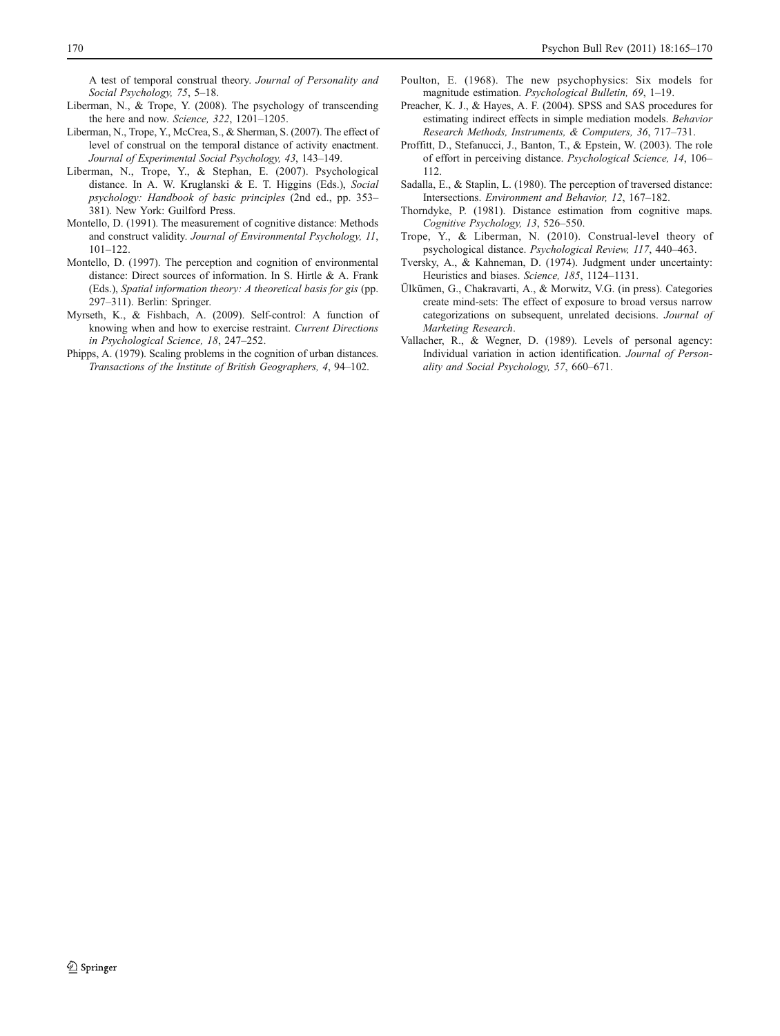A test of temporal construal theory. *Journal of Personality and Social Psychology, 75*, 5–18.

Liberman, N., & Trope, Y. (2008). The psychology of transcending the here and now. *Science, 322*, 1201–1205.

Liberman, N., Trope, Y., McCrea, S., & Sherman, S. (2007). The effect of level of construal on the temporal distance of activity enactment. *Journal of Experimental Social Psychology, 43*, 143–149.

Liberman, N., Trope, Y., & Stephan, E. (2007). Psychological distance. In A. W. Kruglanski & E. T. Higgins (Eds.), *Social psychology: Handbook of basic principles* (2nd ed., pp. 353–381). New York: Guilford Press.

Montello, D. (1991). The measurement of cognitive distance: Methods and construct validity. *Journal of Environmental Psychology, 11*, 101–122.

Montello, D. (1997). The perception and cognition of environmental distance: Direct sources of information. In S. Hirtle & A. Frank (Eds.), *Spatial information theory: A theoretical basis for gis* (pp. 297–311). Berlin: Springer.

Myrseth, K., & Fishbach, A. (2009). Self-control: A function of knowing when and how to exercise restraint. *Current Directions in Psychological Science, 18*, 247–252.

Phipps, A. (1979). Scaling problems in the cognition of urban distances. *Transactions of the Institute of British Geographers, 4*, 94–102.

Poulton, E. (1968). The new psychophysics: Six models for magnitude estimation. *Psychological Bulletin, 69*, 1–19.

Preacher, K. J., & Hayes, A. F. (2004). SPSS and SAS procedures for estimating indirect effects in simple mediation models. *Behavior Research Methods, Instruments, & Computers, 36*, 717–731.

Proffitt, D., Stefanucci, J., Banton, T., & Epstein, W. (2003). The role of effort in perceiving distance. *Psychological Science, 14*, 106–112.

Sadalla, E., & Staplin, L. (1980). The perception of traversed distance: Intersections. *Environment and Behavior, 12*, 167–182.

Thorndyke, P. (1981). Distance estimation from cognitive maps. *Cognitive Psychology, 13*, 526–550.

Trope, Y., & Liberman, N. (2010). Construal-level theory of psychological distance. *Psychological Review, 117*, 440–463.

Tversky, A., & Kahneman, D. (1974). Judgment under uncertainty: Heuristics and biases. *Science, 185*, 1124–1131.

Ülkümen, G., Chakravarti, A., & Morwitz, V.G. (in press). Categories create mind-sets: The effect of exposure to broad versus narrow categorizations on subsequent, unrelated decisions. *Journal of Marketing Research*.

Vallacher, R., & Wegner, D. (1989). Levels of personal agency: Individual variation in action identification. *Journal of Personality and Social Psychology, 57*, 660–671.